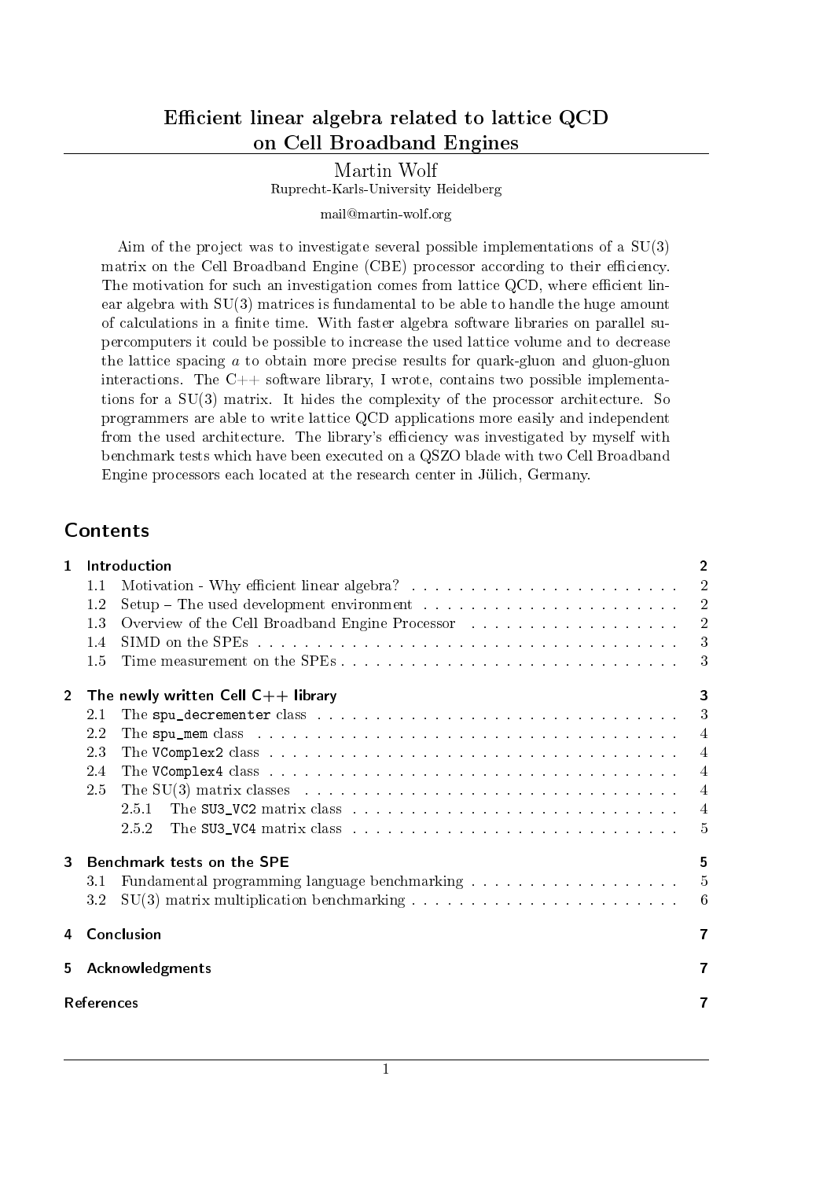# Efficient linear algebra related to lattice QCD on Cell Broadband Engines

Martin Wolf
Ruprecht-Karls-University Heidelberg

mail@martin-wolf.org

Aim of the project was to investigate several possible implementations of a SU(3) matrix on the Cell Broadband Engine (CBE) processor according to their efficiency. The motivation for such an investigation comes from lattice QCD, where efficient linear algebra with SU(3) matrices is fundamental to be able to handle the huge amount of calculations in a finite time. With faster algebra software libraries on parallel supercomputers it could be possible to increase the used lattice volume and to decrease the lattice spacing $a$ to obtain more precise results for quark-gluon and gluon-gluon interactions. The C++ software library, I wrote, contains two possible implementations for a SU(3) matrix. It hides the complexity of the processor architecture. So programmers are able to write lattice QCD applications more easily and independent from the used architecture. The library's efficiency was investigated by myself with benchmark tests which have been executed on a QSZO blade with two Cell Broadband Engine processors each located at the research center in Jülich, Germany.

## Contents

- 1 Introduction — 2
  - 1.1 Motivation - Why efficient linear algebra? — 2
  - 1.2 Setup – The used development environment — 2
  - 1.3 Overview of the Cell Broadband Engine Processor — 2
  - 1.4 SIMD on the SPEs — 3
  - 1.5 Time measurement on the SPEs — 3
- 2 The newly written Cell C++ library — 3
  - 2.1 The `spu_decrementer` class — 3
  - 2.2 The `spu_mem` class — 4
  - 2.3 The `VComplex2` class — 4
  - 2.4 The `VComplex4` class — 4
  - 2.5 The SU(3) matrix classes — 4
    - 2.5.1 The `SU3_VC2` matrix class — 4
    - 2.5.2 The `SU3_VC4` matrix class — 5
- 3 Benchmark tests on the SPE — 5
  - 3.1 Fundamental programming language benchmarking — 5
  - 3.2 SU(3) matrix multiplication benchmarking — 6
- 4 Conclusion — 7
- 5 Acknowledgments — 7
- References — 7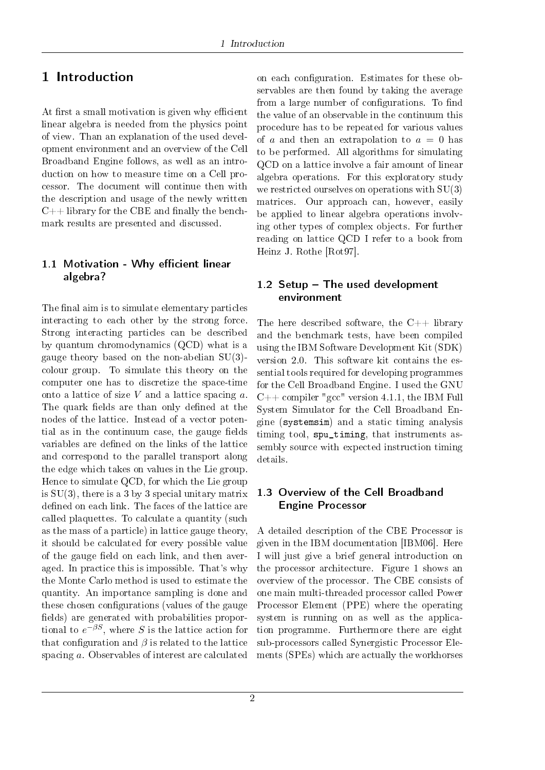# 1 Introduction

At first a small motivation is given why efficient linear algebra is needed from the physics point of view. Than an explanation of the used development environment and an overview of the Cell Broadband Engine follows, as well as an introduction on how to measure time on a Cell processor. The document will continue then with the description and usage of the newly written C++ library for the CBE and finally the benchmark results are presented and discussed.

## 1.1 Motivation - Why efficient linear algebra?

The final aim is to simulate elementary particles interacting to each other by the strong force. Strong interacting particles can be described by quantum chromodynamics (QCD) what is a gauge theory based on the non-abelian SU(3)-colour group. To simulate this theory on the computer one has to discretize the space-time onto a lattice of size $V$ and a lattice spacing $a$. The quark fields are than only defined at the nodes of the lattice. Instead of a vector potential as in the continuum case, the gauge fields variables are defined on the links of the lattice and correspond to the parallel transport along the edge which takes on values in the Lie group. Hence to simulate QCD, for which the Lie group is SU(3), there is a 3 by 3 special unitary matrix defined on each link. The faces of the lattice are called plaquettes. To calculate a quantity (such as the mass of a particle) in lattice gauge theory, it should be calculated for every possible value of the gauge field on each link, and then averaged. In practice this is impossible. That's why the Monte Carlo method is used to estimate the quantity. An importance sampling is done and these chosen configurations (values of the gauge fields) are generated with probabilities proportional to $e^{-\beta S}$, where $S$ is the lattice action for that configuration and $\beta$ is related to the lattice spacing $a$. Observables of interest are calculated on each configuration. Estimates for these observables are then found by taking the average from a large number of configurations. To find the value of an observable in the continuum this procedure has to be repeated for various values of $a$ and then an extrapolation to $a = 0$ has to be performed. All algorithms for simulating QCD on a lattice involve a fair amount of linear algebra operations. For this exploratory study we restricted ourselves on operations with SU(3) matrices. Our approach can, however, easily be applied to linear algebra operations involving other types of complex objects. For further reading on lattice QCD I refer to a book from Heinz J. Rothe [Rot97].

## 1.2 Setup – The used development environment

The here described software, the C++ library and the benchmark tests, have been compiled using the IBM Software Development Kit (SDK) version 2.0. This software kit contains the essential tools required for developing programmes for the Cell Broadband Engine. I used the GNU C++ compiler "gcc" version 4.1.1, the IBM Full System Simulator for the Cell Broadband Engine (`systemsim`) and a static timing analysis timing tool, `spu_timing`, that instruments assembly source with expected instruction timing details.

## 1.3 Overview of the Cell Broadband Engine Processor

A detailed description of the CBE Processor is given in the IBM documentation [IBM06]. Here I will just give a brief general introduction on the processor architecture. Figure 1 shows an overview of the processor. The CBE consists of one main multi-threaded processor called Power Processor Element (PPE) where the operating system is running on as well as the application programme. Furthermore there are eight sub-processors called Synergistic Processor Elements (SPEs) which are actually the workhorses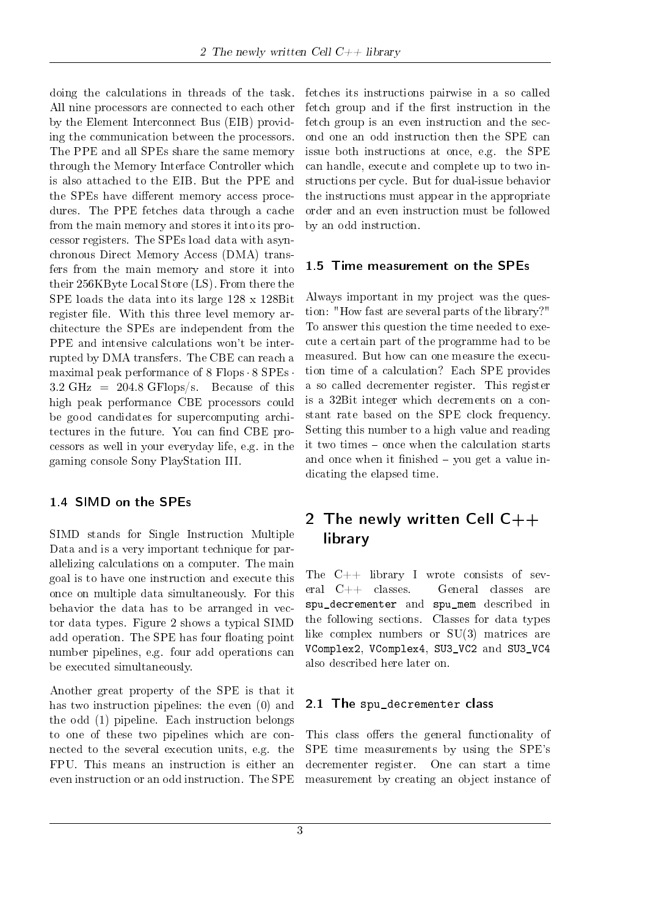doing the calculations in threads of the task. All nine processors are connected to each other by the Element Interconnect Bus (EIB) providing the communication between the processors. The PPE and all SPEs share the same memory through the Memory Interface Controller which is also attached to the EIB. But the PPE and the SPEs have different memory access procedures. The PPE fetches data through a cache from the main memory and stores it into its processor registers. The SPEs load data with asynchronous Direct Memory Access (DMA) transfers from the main memory and store it into their 256KByte Local Store (LS). From there the SPE loads the data into its large 128 x 128Bit register file. With this three level memory architecture the SPEs are independent from the PPE and intensive calculations won't be interrupted by DMA transfers. The CBE can reach a maximal peak performance of $8\ \text{Flops} \cdot 8\ \text{SPEs} \cdot 3.2\ \text{GHz} = 204.8\ \text{GFlops/s}$. Because of this high peak performance CBE processors could be good candidates for supercomputing architectures in the future. You can find CBE processors as well in your everyday life, e.g. in the gaming console Sony PlayStation III.

### 1.4 SIMD on the SPEs

SIMD stands for Single Instruction Multiple Data and is a very important technique for parallelizing calculations on a computer. The main goal is to have one instruction and execute this once on multiple data simultaneously. For this behavior the data has to be arranged in vector data types. Figure 2 shows a typical SIMD add operation. The SPE has four floating point number pipelines, e.g. four add operations can be executed simultaneously.

Another great property of the SPE is that it has two instruction pipelines: the even (0) and the odd (1) pipeline. Each instruction belongs to one of these two pipelines which are connected to the several execution units, e.g. the FPU. This means an instruction is either an even instruction or an odd instruction. The SPE fetches its instructions pairwise in a so called fetch group and if the first instruction in the fetch group is an even instruction and the second one an odd instruction then the SPE can issue both instructions at once, e.g. the SPE can handle, execute and complete up to two instructions per cycle. But for dual-issue behavior the instructions must appear in the appropriate order and an even instruction must be followed by an odd instruction.

### 1.5 Time measurement on the SPEs

Always important in my project was the question: "How fast are several parts of the library?" To answer this question the time needed to execute a certain part of the programme had to be measured. But how can one measure the execution time of a calculation? Each SPE provides a so called decrementer register. This register is a 32Bit integer which decrements on a constant rate based on the SPE clock frequency. Setting this number to a high value and reading it two times – once when the calculation starts and once when it finished – you get a value indicating the elapsed time.

## 2 The newly written Cell C++ library

The C++ library I wrote consists of several C++ classes. General classes are `spu_decrementer` and `spu_mem` described in the following sections. Classes for data types like complex numbers or SU(3) matrices are `VComplex2`, `VComplex4`, `SU3_VC2` and `SU3_VC4` also described here later on.

### 2.1 The `spu_decrementer` class

This class offers the general functionality of SPE time measurements by using the SPE's decrementer register. One can start a time measurement by creating an object instance of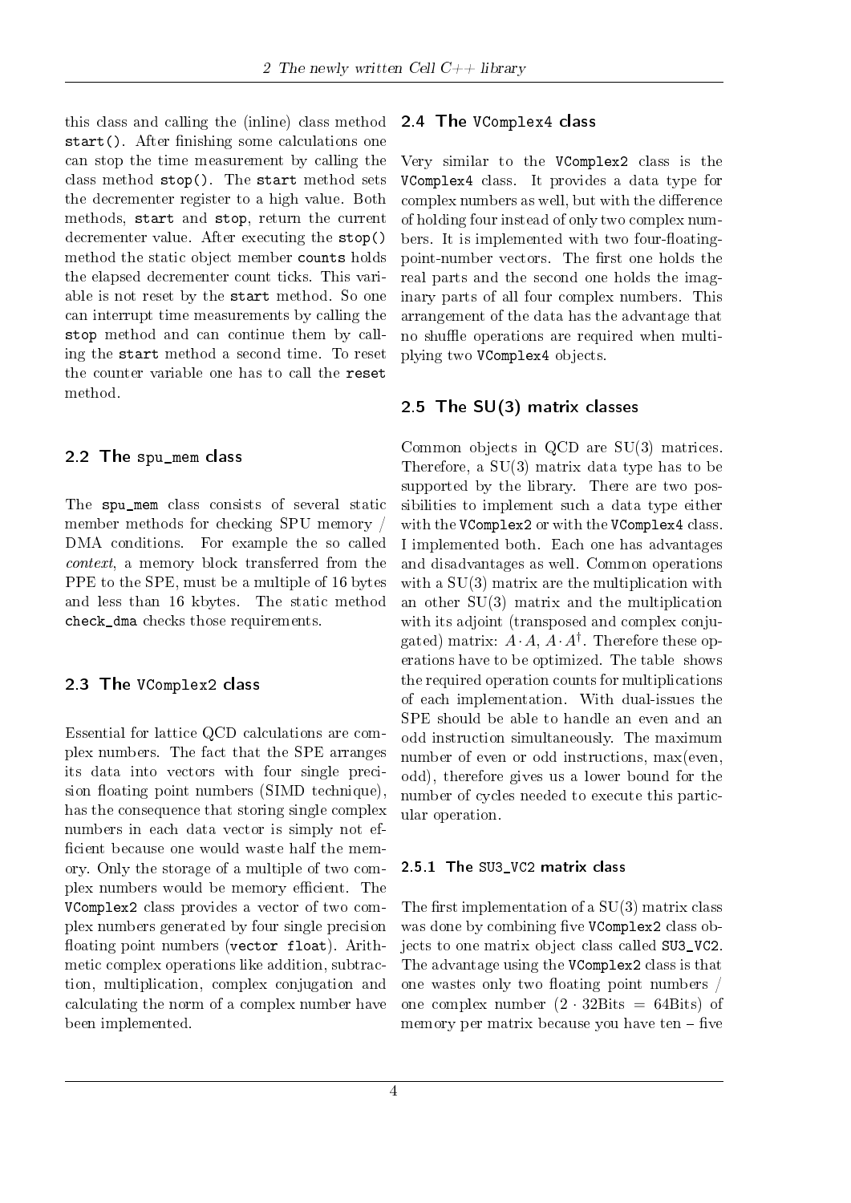this class and calling the (inline) class method `start()`. After finishing some calculations one can stop the time measurement by calling the class method `stop()`. The `start` method sets the decrementer register to a high value. Both methods, `start` and `stop`, return the current decrementer value. After executing the `stop()` method the static object member `counts` holds the elapsed decrementer count ticks. This variable is not reset by the `start` method. So one can interrupt time measurements by calling the `stop` method and can continue them by calling the `start` method a second time. To reset the counter variable one has to call the `reset` method.

## 2.2 The `spu_mem` class

The `spu_mem` class consists of several static member methods for checking SPU memory / DMA conditions. For example the so called *context*, a memory block transferred from the PPE to the SPE, must be a multiple of 16 bytes and less than 16 kbytes. The static method `check_dma` checks those requirements.

## 2.3 The `VComplex2` class

Essential for lattice QCD calculations are complex numbers. The fact that the SPE arranges its data into vectors with four single precision floating point numbers (SIMD technique), has the consequence that storing single complex numbers in each data vector is simply not efficient because one would waste half the memory. Only the storage of a multiple of two complex numbers would be memory efficient. The `VComplex2` class provides a vector of two complex numbers generated by four single precision floating point numbers (`vector float`). Arithmetic complex operations like addition, subtraction, multiplication, complex conjugation and calculating the norm of a complex number have been implemented.

## 2.4 The `VComplex4` class

Very similar to the `VComplex2` class is the `VComplex4` class. It provides a data type for complex numbers as well, but with the difference of holding four instead of only two complex numbers. It is implemented with two four-floating-point-number vectors. The first one holds the real parts and the second one holds the imaginary parts of all four complex numbers. This arrangement of the data has the advantage that no shuffle operations are required when multiplying two `VComplex4` objects.

## 2.5 The SU(3) matrix classes

Common objects in QCD are SU(3) matrices. Therefore, a SU(3) matrix data type has to be supported by the library. There are two possibilities to implement such a data type either with the `VComplex2` or with the `VComplex4` class. I implemented both. Each one has advantages and disadvantages as well. Common operations with a SU(3) matrix are the multiplication with an other SU(3) matrix and the multiplication with its adjoint (transposed and complex conjugated) matrix: $A \cdot A$, $A \cdot A^{\dagger}$. Therefore these operations have to be optimized. The table shows the required operation counts for multiplications of each implementation. With dual-issues the SPE should be able to handle an even and an odd instruction simultaneously. The maximum number of even or odd instructions, max(even, odd), therefore gives us a lower bound for the number of cycles needed to execute this particular operation.

### 2.5.1 The `SU3_VC2` matrix class

The first implementation of a SU(3) matrix class was done by combining five `VComplex2` class objects to one matrix object class called `SU3_VC2`. The advantage using the `VComplex2` class is that one wastes only two floating point numbers / one complex number ($2 \cdot 32\text{Bits} = 64\text{Bits}$) of memory per matrix because you have ten – five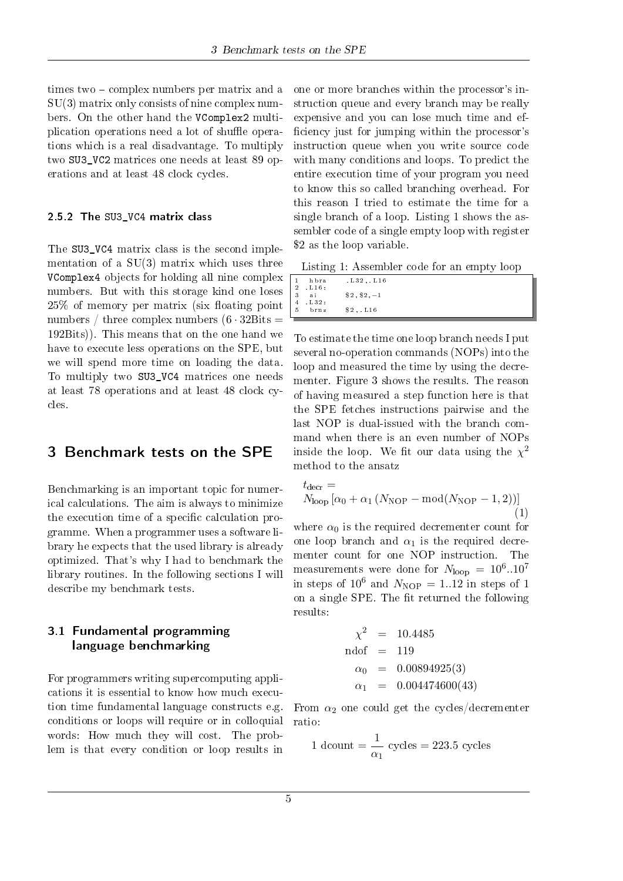times two – complex numbers per matrix and a SU(3) matrix only consists of nine complex numbers. On the other hand the VComplex2 multiplication operations need a lot of shuffle operations which is a real disadvantage. To multiply two SU3_VC2 matrices one needs at least 89 operations and at least 48 clock cycles.

### 2.5.2 The SU3_VC4 matrix class

The SU3_VC4 matrix class is the second implementation of a SU(3) matrix which uses three VComplex4 objects for holding all nine complex numbers. But with this storage kind one loses 25% of memory per matrix (six floating point numbers / three complex numbers ($6 \cdot 32$Bits = 192Bits)). This means that on the one hand we have to execute less operations on the SPE, but we will spend more time on loading the data. To multiply two SU3_VC4 matrices one needs at least 78 operations and at least 48 clock cycles.

# 3 Benchmark tests on the SPE

Benchmarking is an important topic for numerical calculations. The aim is always to minimize the execution time of a specific calculation programme. When a programmer uses a software library he expects that the used library is already optimized. That's why I had to benchmark the library routines. In the following sections I will describe my benchmark tests.

## 3.1 Fundamental programming language benchmarking

For programmers writing supercomputing applications it is essential to know how much execution time fundamental language constructs e.g. conditions or loops will require or in colloquial words: How much they will cost. The problem is that every condition or loop results in one or more branches within the processor's instruction queue and every branch may be really expensive and you can lose much time and efficiency just for jumping within the processor's instruction queue when you write source code with many conditions and loops. To predict the entire execution time of your program you need to know this so called branching overhead. For this reason I tried to estimate the time for a single branch of a loop. Listing 1 shows the assembler code of a single empty loop with register \$2 as the loop variable.

Listing 1: Assembler code for an empty loop

```
1   hbra    .L32,.L16
2  .L16:
3   ai      $2,$2,-1
4  .L32:
5   brnz    $2,.L16
```

To estimate the time one loop branch needs I put several no-operation commands (NOPs) into the loop and measured the time by using the decrementer. Figure 3 shows the results. The reason of having measured a step function here is that the SPE fetches instructions pairwise and the last NOP is dual-issued with the branch command when there is an even number of NOPs inside the loop. We fit our data using the $\chi^2$ method to the ansatz

$$t_{\text{decr}} = N_{\text{loop}}\left[\alpha_0 + \alpha_1\left(N_{\text{NOP}} - \text{mod}(N_{\text{NOP}} - 1, 2)\right)\right] \tag{1}$$

where $\alpha_0$ is the required decrementer count for one loop branch and $\alpha_1$ is the required decrementer count for one NOP instruction. The measurements were done for $N_{\text{loop}} = 10^6..10^7$ in steps of $10^6$ and $N_{\text{NOP}} = 1..12$ in steps of 1 on a single SPE. The fit returned the following results:

$$\begin{aligned} \chi^2 &= 10.4485 \\ \text{ndof} &= 119 \\ \alpha_0 &= 0.00894925(3) \\ \alpha_1 &= 0.004474600(43) \end{aligned}$$

From $\alpha_2$ one could get the cycles/decrementer ratio:

$$1 \text{ dcount} = \frac{1}{\alpha_1} \text{ cycles} = 223.5 \text{ cycles}$$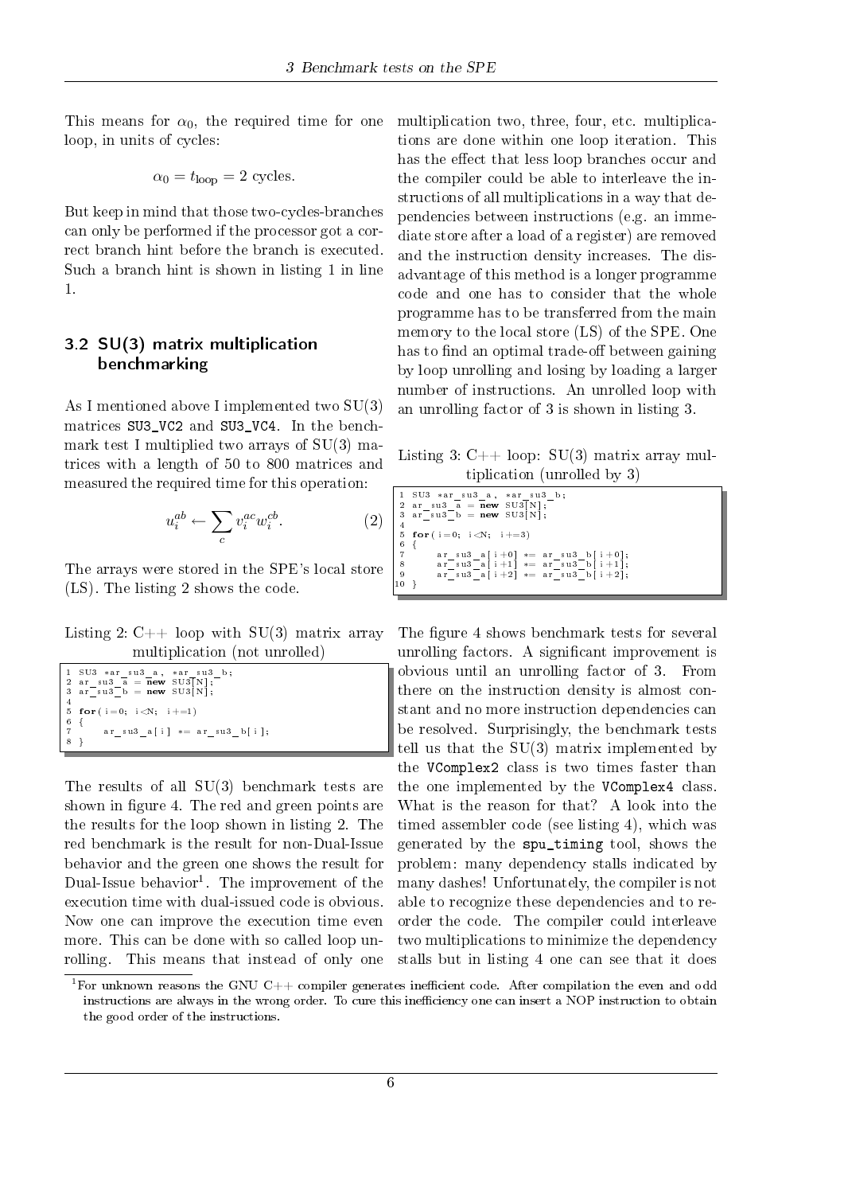This means for $\alpha_0$, the required time for one loop, in units of cycles:

$$\alpha_0 = t_{\text{loop}} = 2 \text{ cycles.}$$

But keep in mind that those two-cycles-branches can only be performed if the processor got a correct branch hint before the branch is executed. Such a branch hint is shown in listing 1 in line 1.

## 3.2 SU(3) matrix multiplication benchmarking

As I mentioned above I implemented two SU(3) matrices `SU3_VC2` and `SU3_VC4`. In the benchmark test I multiplied two arrays of SU(3) matrices with a length of 50 to 800 matrices and measured the required time for this operation:

$$u_i^{ab} \leftarrow \sum_c v_i^{ac} w_i^{cb}. \tag{2}$$

The arrays were stored in the SPE's local store (LS). The listing 2 shows the code.

Listing 2: C++ loop with SU(3) matrix array multiplication (not unrolled)

```
1 SU3 *ar_su3_a, *ar_su3_b;
2 ar_su3_a = new SU3[N];
3 ar_su3_b = new SU3[N];
4
5 for(i=0; i<N; i+=1)
6 {
7     ar_su3_a[i] *= ar_su3_b[i];
8 }
```

The results of all SU(3) benchmark tests are shown in figure 4. The red and green points are the results for the loop shown in listing 2. The red benchmark is the result for non-Dual-Issue behavior and the green one shows the result for Dual-Issue behavior[1]. The improvement of the execution time with dual-issued code is obvious. Now one can improve the execution time even more. This can be done with so called loop unrolling. This means that instead of only one multiplication two, three, four, etc. multiplications are done within one loop iteration. This has the effect that less loop branches occur and the compiler could be able to interleave the instructions of all multiplications in a way that dependencies between instructions (e.g. an immediate store after a load of a register) are removed and the instruction density increases. The disadvantage of this method is a longer programme code and one has to consider that the whole programme has to be transferred from the main memory to the local store (LS) of the SPE. One has to find an optimal trade-off between gaining by loop unrolling and losing by loading a larger number of instructions. An unrolled loop with an unrolling factor of 3 is shown in listing 3.

Listing 3: C++ loop: SU(3) matrix array multiplication (unrolled by 3)

```
1 SU3 *ar_su3_a, *ar_su3_b;
2 ar_su3_a = new SU3[N];
3 ar_su3_b = new SU3[N];
4
5 for(i=0; i<N; i+=3)
6 {
7     ar_su3_a[i+0] *= ar_su3_b[i+0];
8     ar_su3_a[i+1] *= ar_su3_b[i+1];
9     ar_su3_a[i+2] *= ar_su3_b[i+2];
10 }
```

The figure 4 shows benchmark tests for several unrolling factors. A significant improvement is obvious until an unrolling factor of 3. From there on the instruction density is almost constant and no more instruction dependencies can be resolved. Surprisingly, the benchmark tests tell us that the SU(3) matrix implemented by the `VComplex2` class is two times faster than the one implemented by the `VComplex4` class. What is the reason for that? A look into the timed assembler code (see listing 4), which was generated by the `spu_timing` tool, shows the problem: many dependency stalls indicated by many dashes! Unfortunately, the compiler is not able to recognize these dependencies and to reorder the code. The compiler could interleave two multiplications to minimize the dependency stalls but in listing 4 one can see that it does

[1] For unknown reasons the GNU C++ compiler generates inefficient code. After compilation the even and odd instructions are always in the wrong order. To cure this inefficiency one can insert a NOP instruction to obtain the good order of the instructions.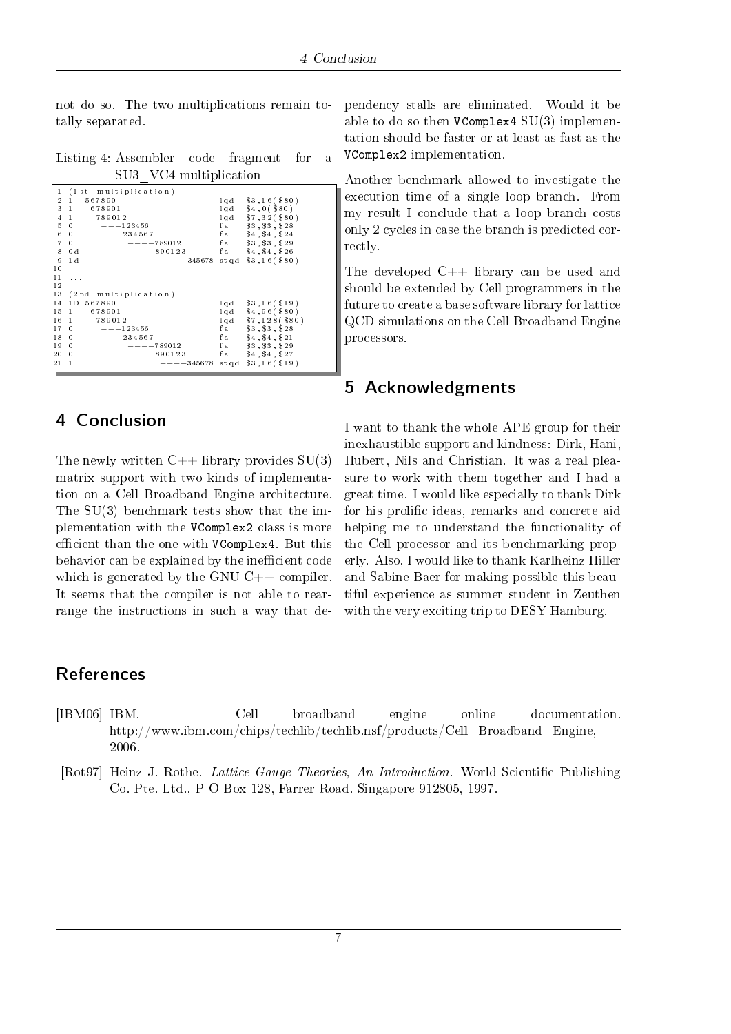not do so. The two multiplications remain totally separated.

Listing 4: Assembler code fragment for a SU3_VC4 multiplication

```
1  (1st multiplication)
2  1    567890                               lqd    $3,16($80)
3  1     678901                              lqd    $4,0($80)
4  1      789012                             lqd    $7,32($80)
5  0       ---123456                         fa     $3,$3,$28
6  0            234567                       fa     $4,$4,$24
7  0             ----789012                  fa     $3,$3,$29
8  0d                    890123              fa     $4,$4,$26
9  1d                  -----345678           stqd   $3,16($80)
10
11  ...
12
13 (2nd multiplication)
14 1D  567890                                lqd    $3,16($19)
15 1     678901                              lqd    $4,96($80)
16 1      789012                             lqd    $7,128($80)
17 0       ---123456                         fa     $3,$3,$28
18 0            234567                       fa     $4,$4,$21
19 0             ----789012                  fa     $3,$3,$29
20 0                    890123               fa     $4,$4,$27
21 1                  ----345678             stqd   $3,16($19)
```

## 4 Conclusion

The newly written C++ library provides SU(3) matrix support with two kinds of implementation on a Cell Broadband Engine architecture. The SU(3) benchmark tests show that the implementation with the `VComplex2` class is more efficient than the one with `VComplex4`. But this behavior can be explained by the inefficient code which is generated by the GNU C++ compiler. It seems that the compiler is not able to rearrange the instructions in such a way that dependency stalls are eliminated. Would it be able to do so then `VComplex4` SU(3) implementation should be faster or at least as fast as the `VComplex2` implementation.

Another benchmark allowed to investigate the execution time of a single loop branch. From my result I conclude that a loop branch costs only 2 cycles in case the branch is predicted correctly.

The developed C++ library can be used and should be extended by Cell programmers in the future to create a base software library for lattice QCD simulations on the Cell Broadband Engine processors.

## 5 Acknowledgments

I want to thank the whole APE group for their inexhaustible support and kindness: Dirk, Hani, Hubert, Nils and Christian. It was a real pleasure to work with them together and I had a great time. I would like especially to thank Dirk for his prolific ideas, remarks and concrete aid helping me to understand the functionality of the Cell processor and its benchmarking properly. Also, I would like to thank Karlheinz Hiller and Sabine Baer for making possible this beautiful experience as summer student in Zeuthen with the very exciting trip to DESY Hamburg.

## References

[IBM06] IBM. Cell broadband engine online documentation. http://www.ibm.com/chips/techlib/techlib.nsf/products/Cell_Broadband_Engine, 2006.

[Rot97] Heinz J. Rothe. *Lattice Gauge Theories, An Introduction*. World Scientific Publishing Co. Pte. Ltd., P O Box 128, Farrer Road. Singapore 912805, 1997.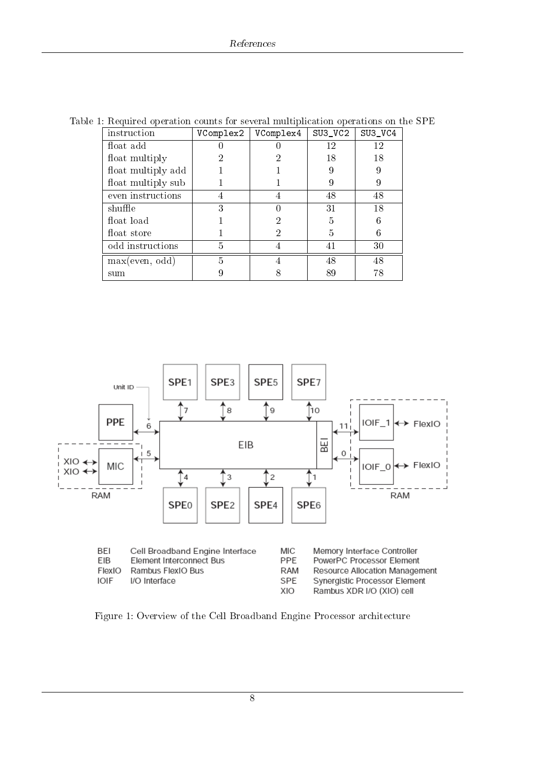Table 1: Required operation counts for several multiplication operations on the SPE

| instruction | `VComplex2` | `VComplex4` | `SU3_VC2` | `SU3_VC4` |
|---|---|---|---|---|
| float add | 0 | 0 | 12 | 12 |
| float multiply | 2 | 2 | 18 | 18 |
| float multiply add | 1 | 1 | 9 | 9 |
| float multiply sub | 1 | 1 | 9 | 9 |
| even instructions | 4 | 4 | 48 | 48 |
| shuffle | 3 | 0 | 31 | 18 |
| float load | 1 | 2 | 5 | 6 |
| float store | 1 | 2 | 5 | 6 |
| odd instructions | 5 | 4 | 41 | 30 |
| max(even, odd) | 5 | 4 | 48 | 48 |
| sum | 9 | 8 | 89 | 78 |

| | | | |
|---|---|---|---|
| BEI | Cell Broadband Engine Interface | MIC | Memory Interface Controller |
| EIB | Element Interconnect Bus | PPE | PowerPC Processor Element |
| FlexIO | Rambus FlexIO Bus | RAM | Resource Allocation Management |
| IOIF | I/O Interface | SPE | Synergistic Processor Element |
| | | XIO | Rambus XDR I/O (XIO) cell |

Figure 1: Overview of the Cell Broadband Engine Processor architecture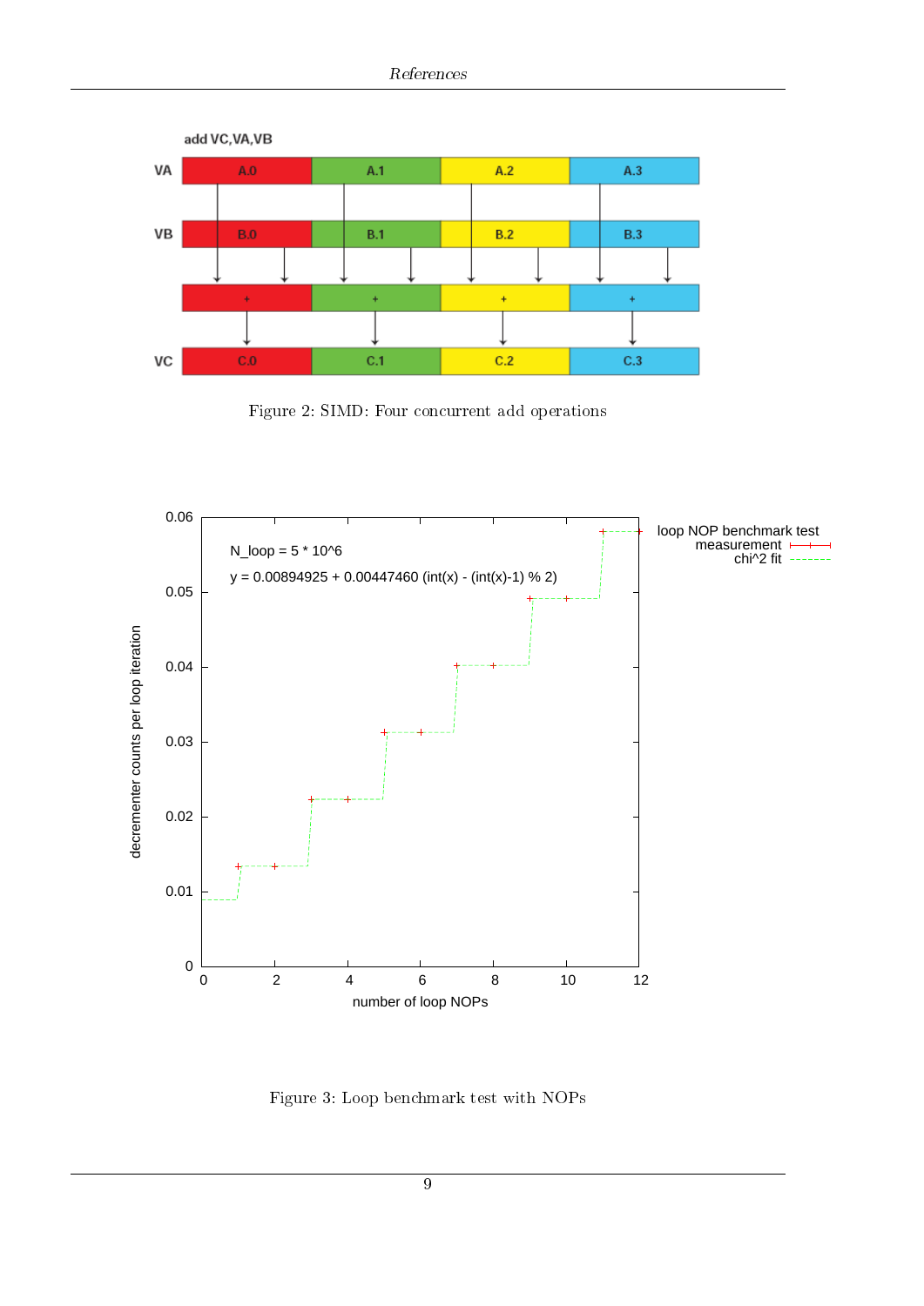Figure 2: SIMD: Four concurrent add operations

Figure 3: Loop benchmark test with NOPs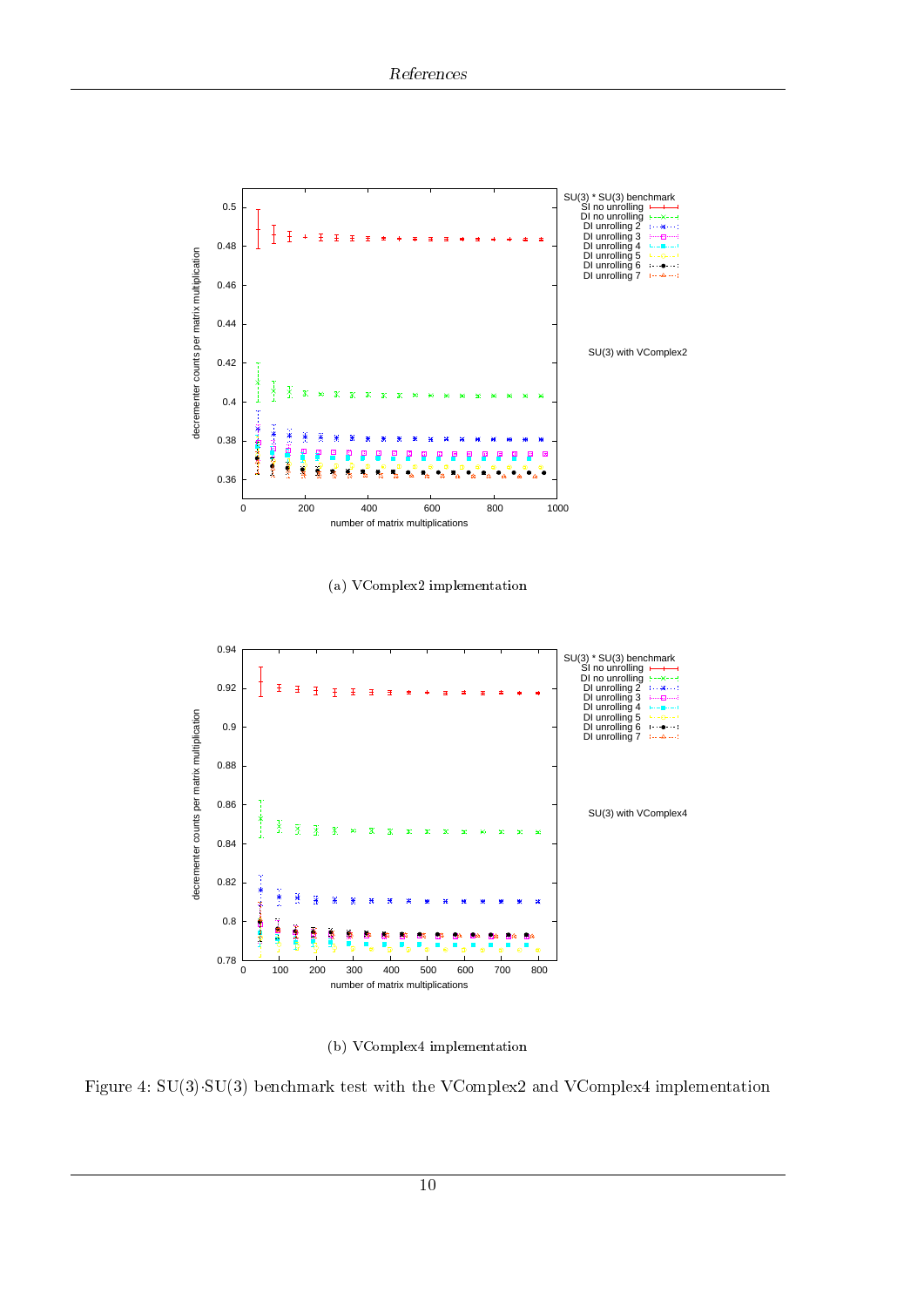SU(3) * SU(3) benchmark
SI no unrolling
DI no unrolling
DI unrolling 2
DI unrolling 3
DI unrolling 4
DI unrolling 5
DI unrolling 6
DI unrolling 7

SU(3) with VComplex2

decrementer counts per matrix multiplication

number of matrix multiplications

0.5
0.48
0.46
0.44
0.42
0.4
0.38
0.36

0
200
400
600
800
1000

(a) VComplex2 implementation

SU(3) * SU(3) benchmark
SI no unrolling
DI no unrolling
DI unrolling 2
DI unrolling 3
DI unrolling 4
DI unrolling 5
DI unrolling 6
DI unrolling 7

SU(3) with VComplex4

decrementer counts per matrix multiplication

number of matrix multiplications

0.94
0.92
0.9
0.88
0.86
0.84
0.82
0.8
0.78

0
100
200
300
400
500
600
700
800

(b) VComplex4 implementation

Figure 4: SU(3)·SU(3) benchmark test with the VComplex2 and VComplex4 implementation